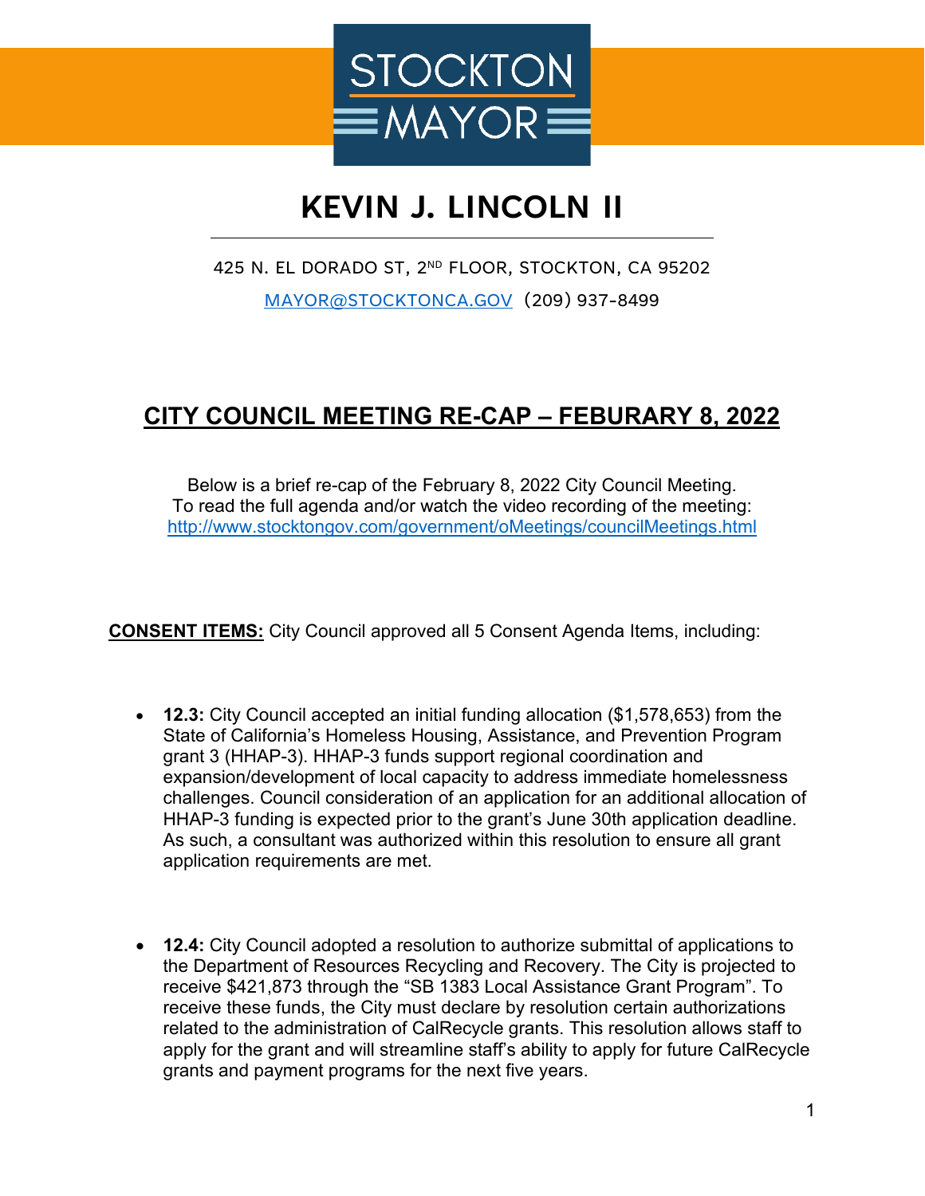STOCKTON MAYOR

# KEVIN J. LINCOLN II

425 N. EL DORADO ST, 2ND FLOOR, STOCKTON, CA 95202

MAYOR@STOCKTONCA.GOV (209) 937-8499

## CITY COUNCIL MEETING RE-CAP – FEBURARY 8, 2022

Below is a brief re-cap of the February 8, 2022 City Council Meeting.
To read the full agenda and/or watch the video recording of the meeting:
http://www.stocktongov.com/government/oMeetings/councilMeetings.html

**CONSENT ITEMS:** City Council approved all 5 Consent Agenda Items, including:

- **12.3:** City Council accepted an initial funding allocation ($1,578,653) from the State of California's Homeless Housing, Assistance, and Prevention Program grant 3 (HHAP-3). HHAP-3 funds support regional coordination and expansion/development of local capacity to address immediate homelessness challenges. Council consideration of an application for an additional allocation of HHAP-3 funding is expected prior to the grant's June 30th application deadline. As such, a consultant was authorized within this resolution to ensure all grant application requirements are met.

- **12.4:** City Council adopted a resolution to authorize submittal of applications to the Department of Resources Recycling and Recovery. The City is projected to receive $421,873 through the "SB 1383 Local Assistance Grant Program". To receive these funds, the City must declare by resolution certain authorizations related to the administration of CalRecycle grants. This resolution allows staff to apply for the grant and will streamline staff's ability to apply for future CalRecycle grants and payment programs for the next five years.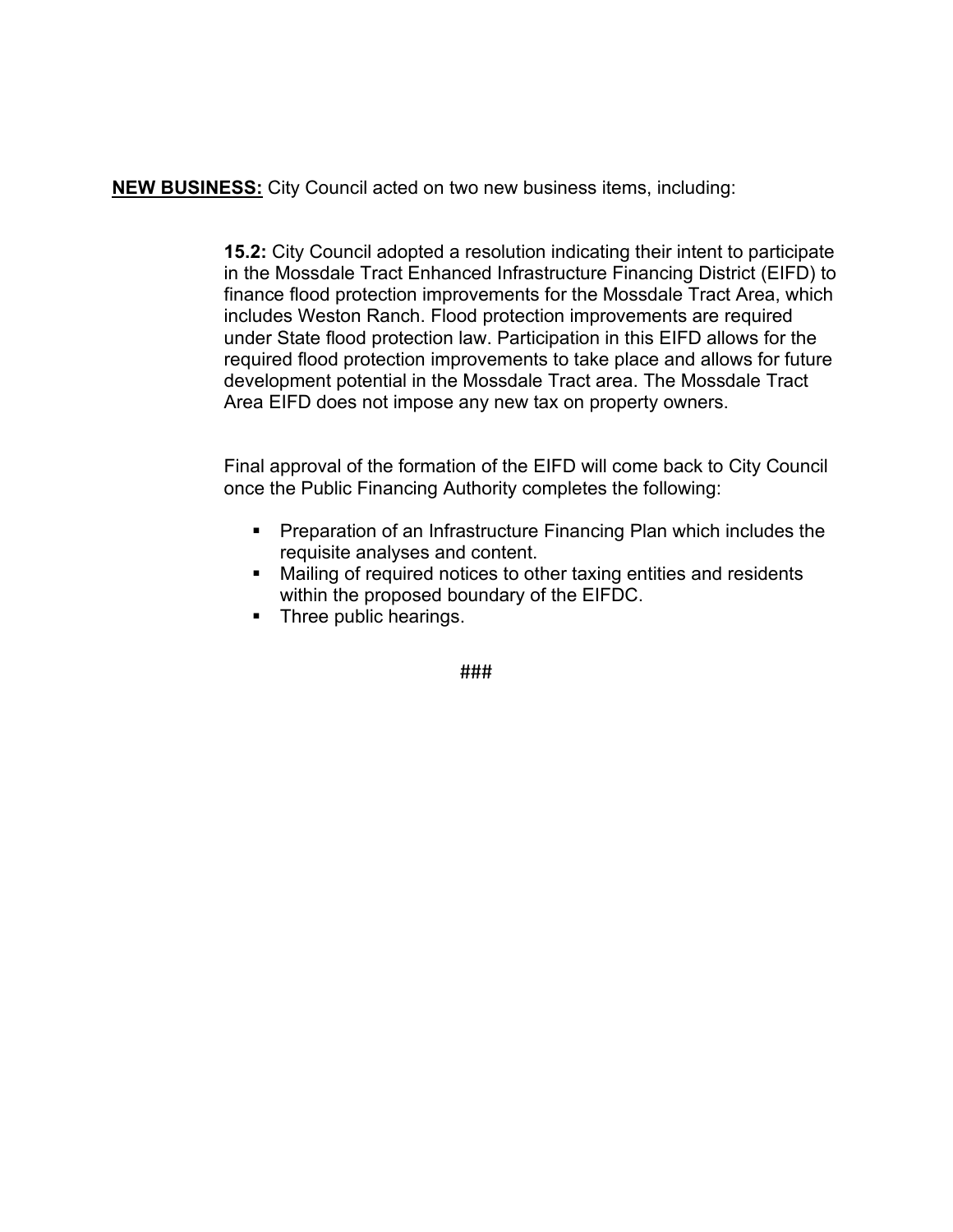**NEW BUSINESS:** City Council acted on two new business items, including:

**15.2:** City Council adopted a resolution indicating their intent to participate in the Mossdale Tract Enhanced Infrastructure Financing District (EIFD) to finance flood protection improvements for the Mossdale Tract Area, which includes Weston Ranch. Flood protection improvements are required under State flood protection law. Participation in this EIFD allows for the required flood protection improvements to take place and allows for future development potential in the Mossdale Tract area. The Mossdale Tract Area EIFD does not impose any new tax on property owners.

Final approval of the formation of the EIFD will come back to City Council once the Public Financing Authority completes the following:

- Preparation of an Infrastructure Financing Plan which includes the requisite analyses and content.
- Mailing of required notices to other taxing entities and residents within the proposed boundary of the EIFDC.
- Three public hearings.

###